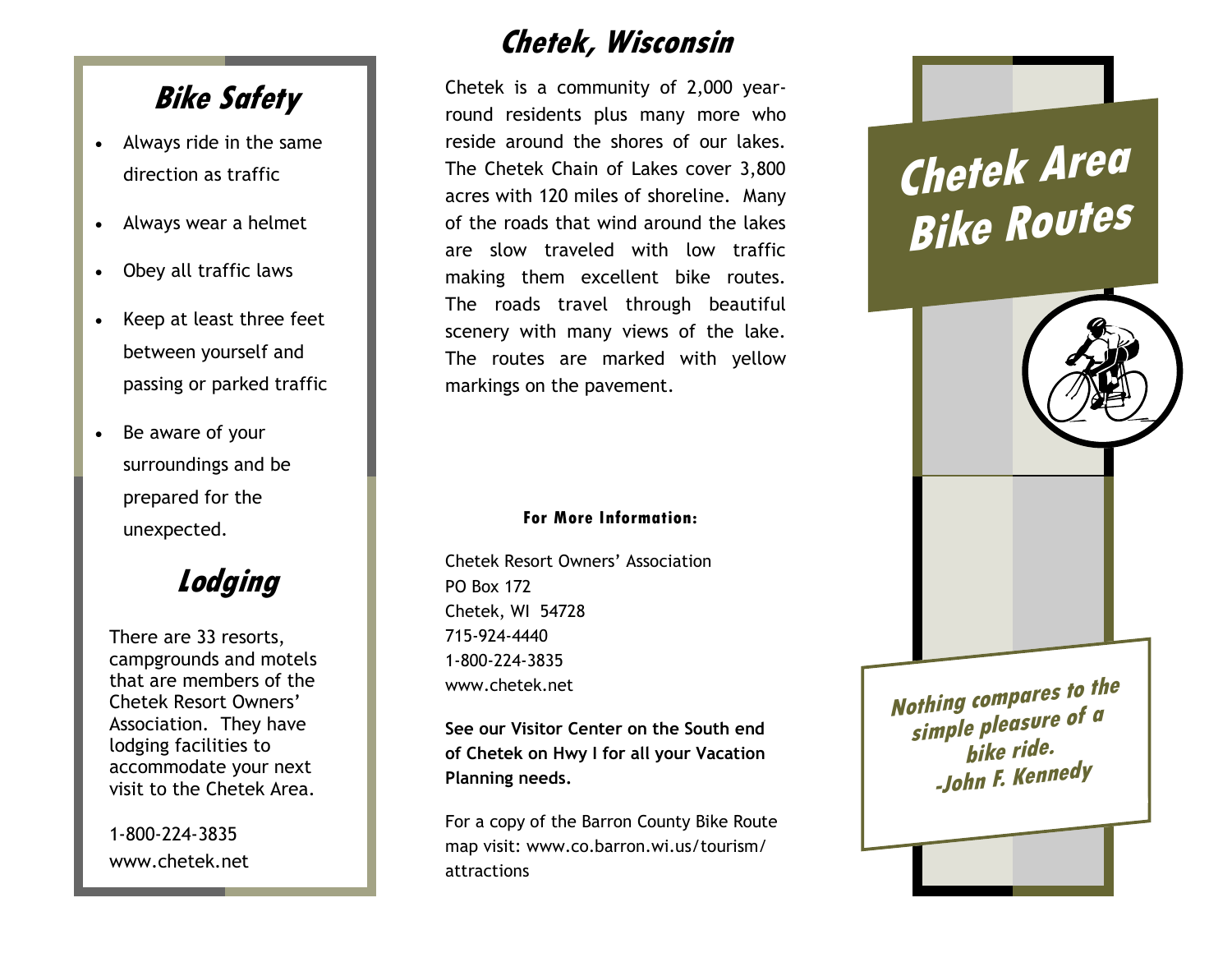## Bike Safety

- Always ride in the same direction as traffic
- Always wear a helmet
- Obey all traffic laws
- Keep at least three feet between yourself and passing or parked traffic
- Be aware of your surroundings and be prepared for the unexpected.

## Lodging

There are 33 resorts, campgrounds and motels that are members of the Chetek Resort Owners' Association. They have lodging facilities to accommodate your next visit to the Chetek Area.

1-800-224-3835
www.chetek.net

## Chetek, Wisconsin

Chetek is a community of 2,000 year-round residents plus many more who reside around the shores of our lakes. The Chetek Chain of Lakes cover 3,800 acres with 120 miles of shoreline. Many of the roads that wind around the lakes are slow traveled with low traffic making them excellent bike routes. The roads travel through beautiful scenery with many views of the lake. The routes are marked with yellow markings on the pavement.

**For More Information:**

Chetek Resort Owners' Association
PO Box 172
Chetek, WI 54728
715-924-4440
1-800-224-3835
www.chetek.net

**See our Visitor Center on the South end of Chetek on Hwy I for all your Vacation Planning needs.**

For a copy of the Barron County Bike Route map visit: www.co.barron.wi.us/tourism/attractions

# Chetek Area Bike Routes

***Nothing compares to the simple pleasure of a bike ride.***
***-John F. Kennedy***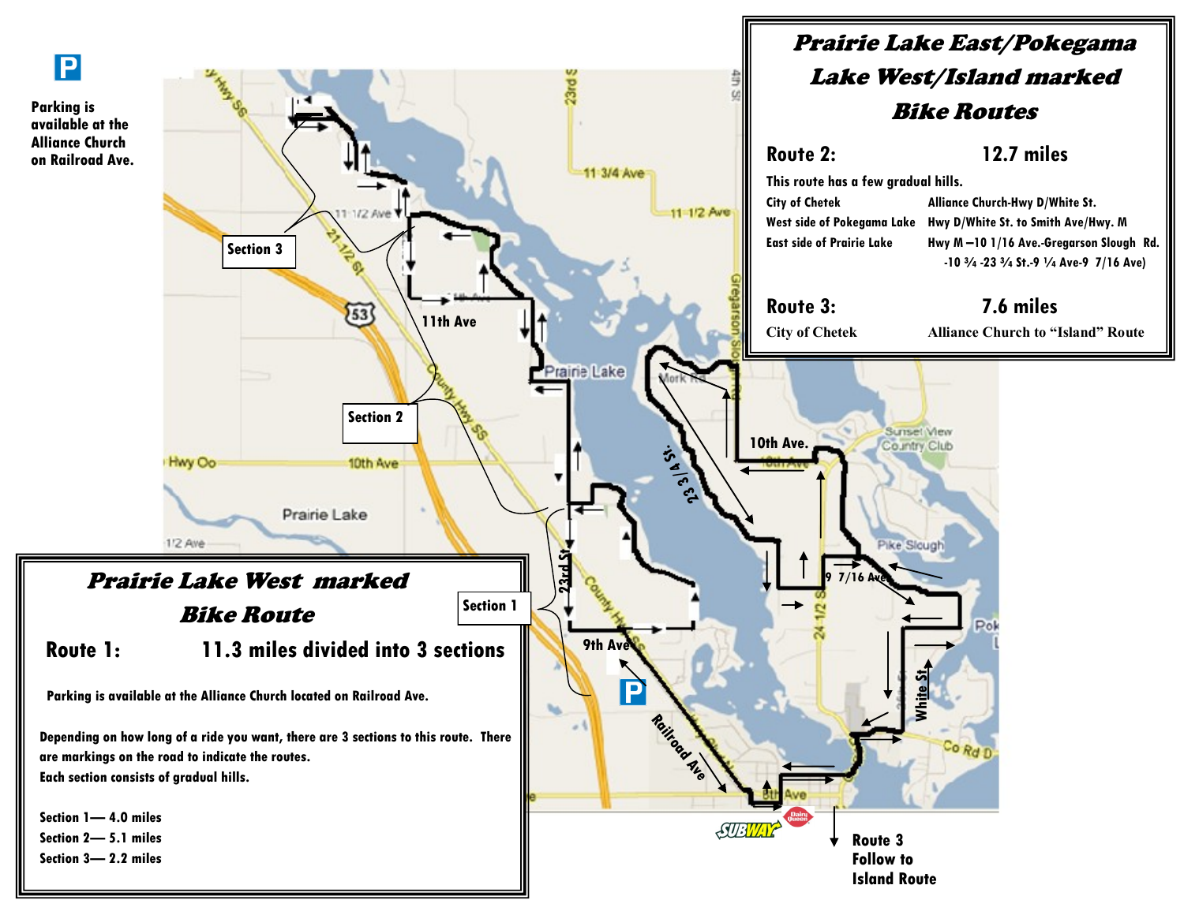**Parking is available at the Alliance Church on Railroad Ave.**

## *Prairie Lake East/Pokegama Lake West/Island marked Bike Routes*

**Route 2:** **12.7 miles**

This route has a few gradual hills.

| | |
|---|---|
| City of Chetek | Alliance Church-Hwy D/White St. |
| West side of Pokegama Lake | Hwy D/White St. to Smith Ave/Hwy. M |
| East side of Prairie Lake | Hwy M –10 1/16 Ave.-Gregarson Slough Rd. -10 ¾ -23 ¾ St.-9 ¼ Ave-9 7/16 Ave) |

**Route 3:** **7.6 miles**

| | |
|---|---|
| City of Chetek | Alliance Church to "Island" Route |

Section 3

11th Ave

Section 2

Prairie Lake

10th Ave.

23 3/4 St.

9 7/16 Ave

23rd St

Section 1

9th Ave

Railroad Ave

White St

8th Ave

Route 3 Follow to Island Route

## *Prairie Lake West marked Bike Route*

**Route 1:** **11.3 miles divided into 3 sections**

**Parking is available at the Alliance Church located on Railroad Ave.**

**Depending on how long of a ride you want, there are 3 sections to this route. There are markings on the road to indicate the routes.**
**Each section consists of gradual hills.**

**Section 1— 4.0 miles**
**Section 2— 5.1 miles**
**Section 3— 2.2 miles**